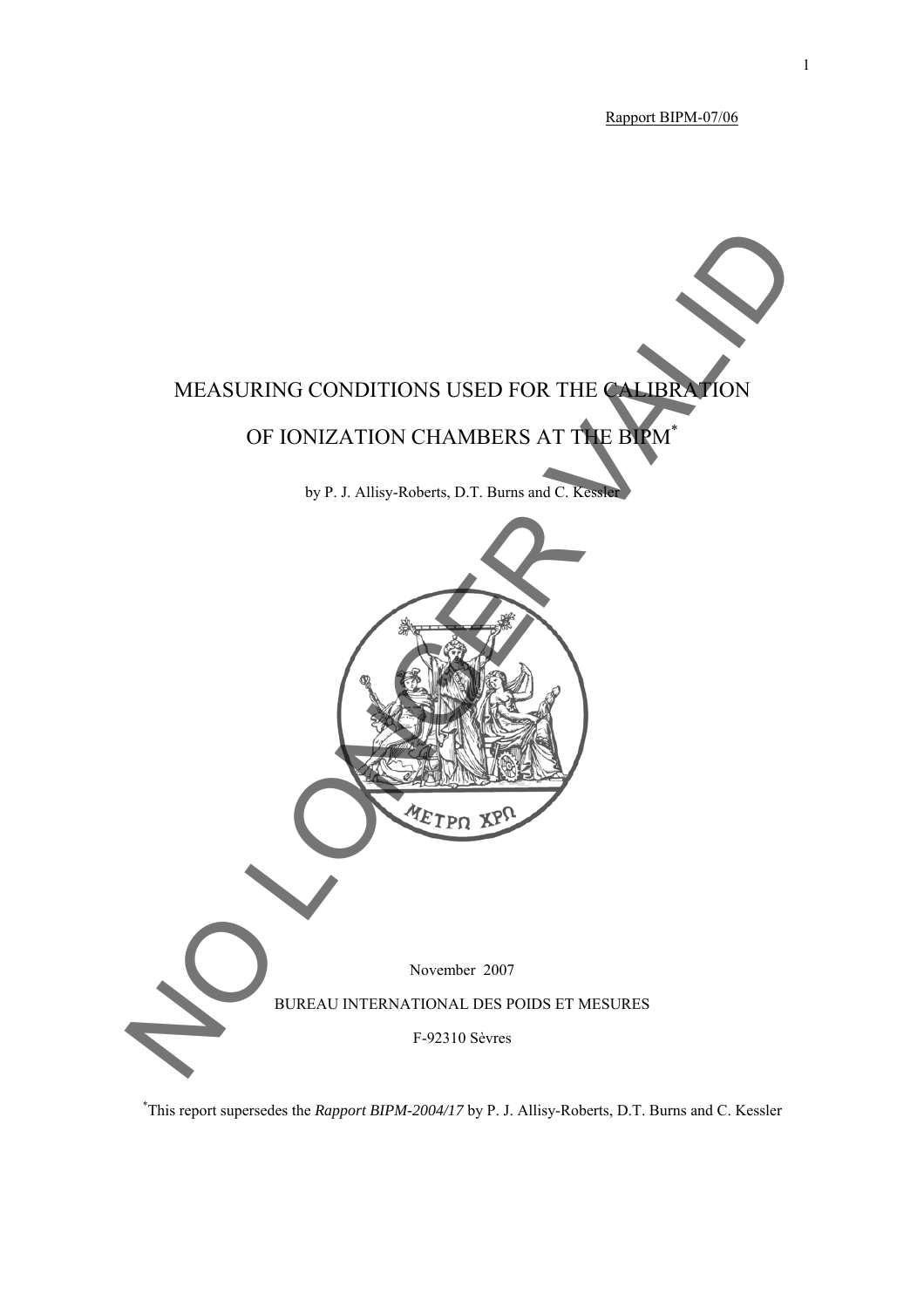Rapport BIPM-07/06

# MEASURING CONDITIONS USED FOR THE CALIBRATION OF IONIZATION CHAMBERS AT THE BIPM*

by P. J. Allisy-Roberts, D.T. Burns and C. Kessler

NO LONGER VALID

November 2007

BUREAU INTERNATIONAL DES POIDS ET MESURES

F-92310 Sèvres

*This report supersedes the *Rapport BIPM-2004/17* by P. J. Allisy-Roberts, D.T. Burns and C. Kessler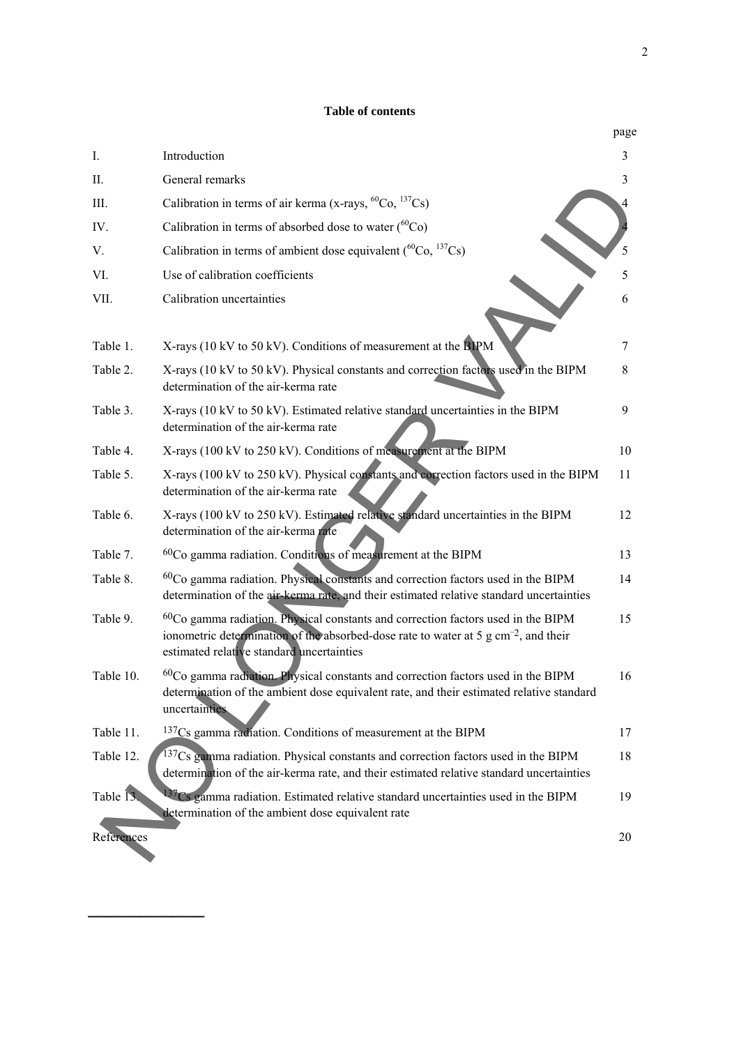**Table of contents**

| | | page |
|---|---|---|
| I. | Introduction | 3 |
| II. | General remarks | 3 |
| III. | Calibration in terms of air kerma (x-rays, $^{60}$Co, $^{137}$Cs) | 4 |
| IV. | Calibration in terms of absorbed dose to water ($^{60}$Co) | 4 |
| V. | Calibration in terms of ambient dose equivalent ($^{60}$Co, $^{137}$Cs) | 5 |
| VI. | Use of calibration coefficients | 5 |
| VII. | Calibration uncertainties | 6 |
| | | |
| Table 1. | X-rays (10 kV to 50 kV). Conditions of measurement at the BIPM | 7 |
| Table 2. | X-rays (10 kV to 50 kV). Physical constants and correction factors used in the BIPM determination of the air-kerma rate | 8 |
| Table 3. | X-rays (10 kV to 50 kV). Estimated relative standard uncertainties in the BIPM determination of the air-kerma rate | 9 |
| Table 4. | X-rays (100 kV to 250 kV). Conditions of measurement at the BIPM | 10 |
| Table 5. | X-rays (100 kV to 250 kV). Physical constants and correction factors used in the BIPM determination of the air-kerma rate | 11 |
| Table 6. | X-rays (100 kV to 250 kV). Estimated relative standard uncertainties in the BIPM determination of the air-kerma rate | 12 |
| Table 7. | $^{60}$Co gamma radiation. Conditions of measurement at the BIPM | 13 |
| Table 8. | $^{60}$Co gamma radiation. Physical constants and correction factors used in the BIPM determination of the air-kerma rate, and their estimated relative standard uncertainties | 14 |
| Table 9. | $^{60}$Co gamma radiation. Physical constants and correction factors used in the BIPM ionometric determination of the absorbed-dose rate to water at 5 g cm$^{-2}$, and their estimated relative standard uncertainties | 15 |
| Table 10. | $^{60}$Co gamma radiation. Physical constants and correction factors used in the BIPM determination of the ambient dose equivalent rate, and their estimated relative standard uncertainties | 16 |
| Table 11. | $^{137}$Cs gamma radiation. Conditions of measurement at the BIPM | 17 |
| Table 12. | $^{137}$Cs gamma radiation. Physical constants and correction factors used in the BIPM determination of the air-kerma rate, and their estimated relative standard uncertainties | 18 |
| Table 13. | $^{137}$Cs gamma radiation. Estimated relative standard uncertainties used in the BIPM determination of the ambient dose equivalent rate | 19 |
| References | | 20 |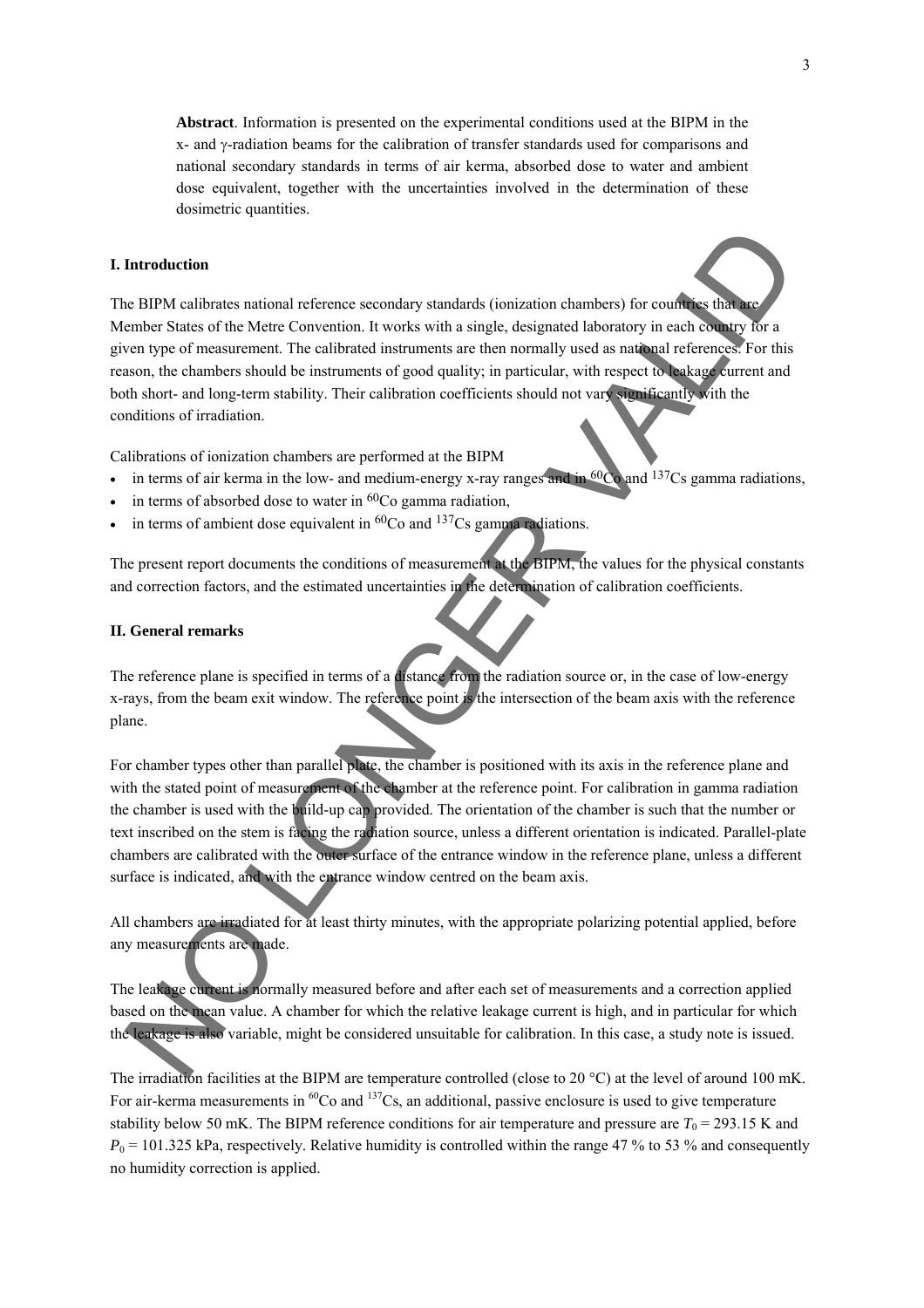**Abstract**. Information is presented on the experimental conditions used at the BIPM in the x- and γ-radiation beams for the calibration of transfer standards used for comparisons and national secondary standards in terms of air kerma, absorbed dose to water and ambient dose equivalent, together with the uncertainties involved in the determination of these dosimetric quantities.

## I. Introduction

The BIPM calibrates national reference secondary standards (ionization chambers) for countries that are Member States of the Metre Convention. It works with a single, designated laboratory in each country for a given type of measurement. The calibrated instruments are then normally used as national references. For this reason, the chambers should be instruments of good quality; in particular, with respect to leakage current and both short- and long-term stability. Their calibration coefficients should not vary significantly with the conditions of irradiation.

Calibrations of ionization chambers are performed at the BIPM

- in terms of air kerma in the low- and medium-energy x-ray ranges and in $^{60}$Co and $^{137}$Cs gamma radiations,
- in terms of absorbed dose to water in $^{60}$Co gamma radiation,
- in terms of ambient dose equivalent in $^{60}$Co and $^{137}$Cs gamma radiations.

The present report documents the conditions of measurement at the BIPM, the values for the physical constants and correction factors, and the estimated uncertainties in the determination of calibration coefficients.

## II. General remarks

The reference plane is specified in terms of a distance from the radiation source or, in the case of low-energy x-rays, from the beam exit window. The reference point is the intersection of the beam axis with the reference plane.

For chamber types other than parallel plate, the chamber is positioned with its axis in the reference plane and with the stated point of measurement of the chamber at the reference point. For calibration in gamma radiation the chamber is used with the build-up cap provided. The orientation of the chamber is such that the number or text inscribed on the stem is facing the radiation source, unless a different orientation is indicated. Parallel-plate chambers are calibrated with the outer surface of the entrance window in the reference plane, unless a different surface is indicated, and with the entrance window centred on the beam axis.

All chambers are irradiated for at least thirty minutes, with the appropriate polarizing potential applied, before any measurements are made.

The leakage current is normally measured before and after each set of measurements and a correction applied based on the mean value. A chamber for which the relative leakage current is high, and in particular for which the leakage is also variable, might be considered unsuitable for calibration. In this case, a study note is issued.

The irradiation facilities at the BIPM are temperature controlled (close to 20 °C) at the level of around 100 mK. For air-kerma measurements in $^{60}$Co and $^{137}$Cs, an additional, passive enclosure is used to give temperature stability below 50 mK. The BIPM reference conditions for air temperature and pressure are $T_0$ = 293.15 K and $P_0$ = 101.325 kPa, respectively. Relative humidity is controlled within the range 47 % to 53 % and consequently no humidity correction is applied.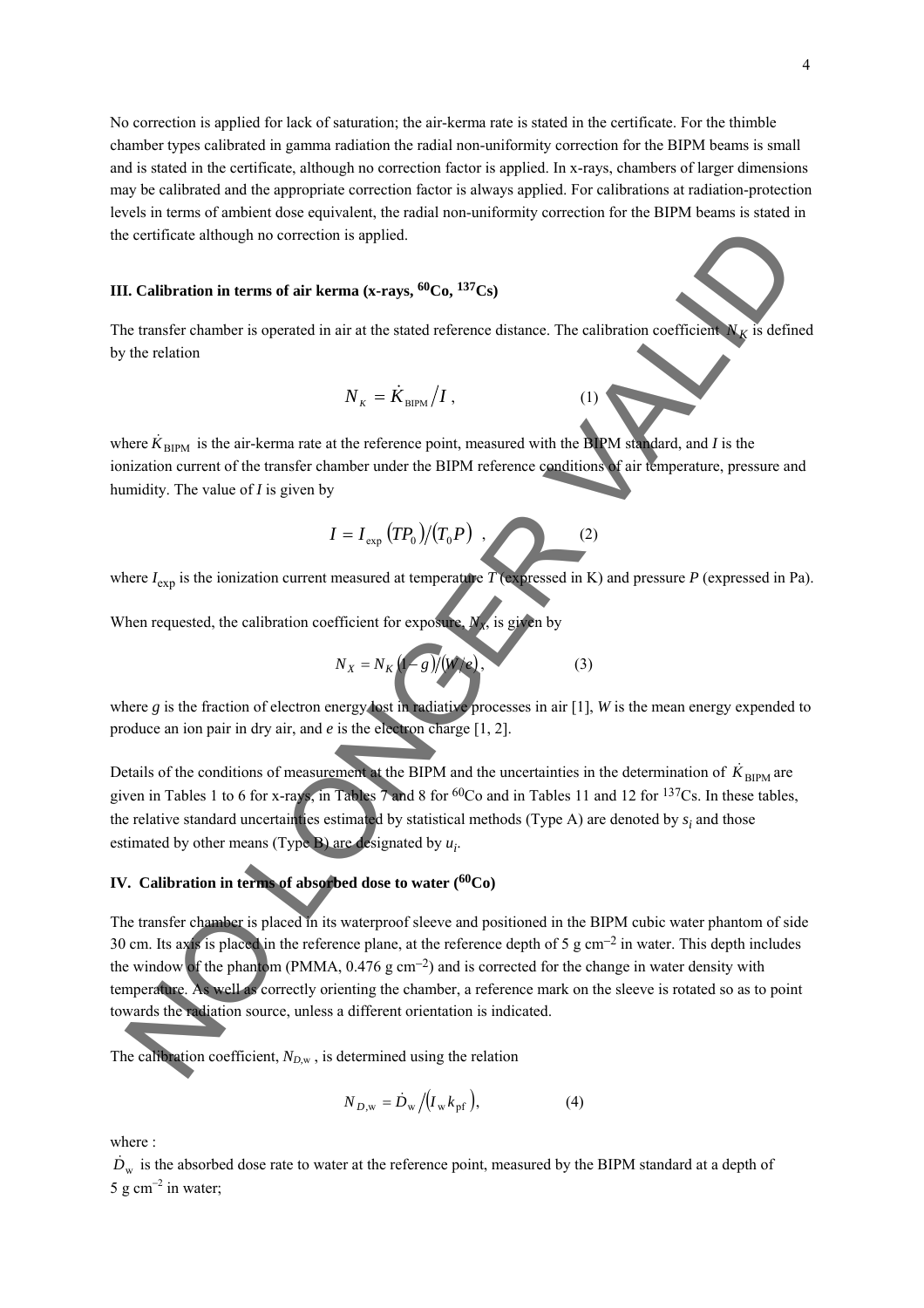No correction is applied for lack of saturation; the air-kerma rate is stated in the certificate. For the thimble chamber types calibrated in gamma radiation the radial non-uniformity correction for the BIPM beams is small and is stated in the certificate, although no correction factor is applied. In x-rays, chambers of larger dimensions may be calibrated and the appropriate correction factor is always applied. For calibrations at radiation-protection levels in terms of ambient dose equivalent, the radial non-uniformity correction for the BIPM beams is stated in the certificate although no correction is applied.

### III. Calibration in terms of air kerma (x-rays, $^{60}$Co, $^{137}$Cs)

The transfer chamber is operated in air at the stated reference distance. The calibration coefficient $N_K$ is defined by the relation

$$N_K = \dot{K}_{\mathrm{BIPM}} / I \,, \tag{1}$$

where $\dot{K}_{\mathrm{BIPM}}$ is the air-kerma rate at the reference point, measured with the BIPM standard, and $I$ is the ionization current of the transfer chamber under the BIPM reference conditions of air temperature, pressure and humidity. The value of $I$ is given by

$$I = I_{\mathrm{exp}} \left(T P_0\right) / \left(T_0 P\right) \,, \tag{2}$$

where $I_{\mathrm{exp}}$ is the ionization current measured at temperature $T$ (expressed in K) and pressure $P$ (expressed in Pa).

When requested, the calibration coefficient for exposure, $N_X$, is given by

$$N_X = N_K \left(1 - g\right) / \left(W / e\right), \tag{3}$$

where $g$ is the fraction of electron energy lost in radiative processes in air [1], $W$ is the mean energy expended to produce an ion pair in dry air, and $e$ is the electron charge [1, 2].

Details of the conditions of measurement at the BIPM and the uncertainties in the determination of $\dot{K}_{\mathrm{BIPM}}$ are given in Tables 1 to 6 for x-rays, in Tables 7 and 8 for $^{60}$Co and in Tables 11 and 12 for $^{137}$Cs. In these tables, the relative standard uncertainties estimated by statistical methods (Type A) are denoted by $s_i$ and those estimated by other means (Type B) are designated by $u_i$.

### IV. Calibration in terms of absorbed dose to water ($^{60}$Co)

The transfer chamber is placed in its waterproof sleeve and positioned in the BIPM cubic water phantom of side 30 cm. Its axis is placed in the reference plane, at the reference depth of 5 g cm$^{-2}$ in water. This depth includes the window of the phantom (PMMA, 0.476 g cm$^{-2}$) and is corrected for the change in water density with temperature. As well as correctly orienting the chamber, a reference mark on the sleeve is rotated so as to point towards the radiation source, unless a different orientation is indicated.

The calibration coefficient, $N_{D,\mathrm{w}}$, is determined using the relation

$$N_{D,\mathrm{w}} = \dot{D}_{\mathrm{w}} / \left(I_{\mathrm{w}} k_{\mathrm{pf}}\right), \tag{4}$$

where :

$\dot{D}_{\mathrm{w}}$ is the absorbed dose rate to water at the reference point, measured by the BIPM standard at a depth of 5 g cm$^{-2}$ in water;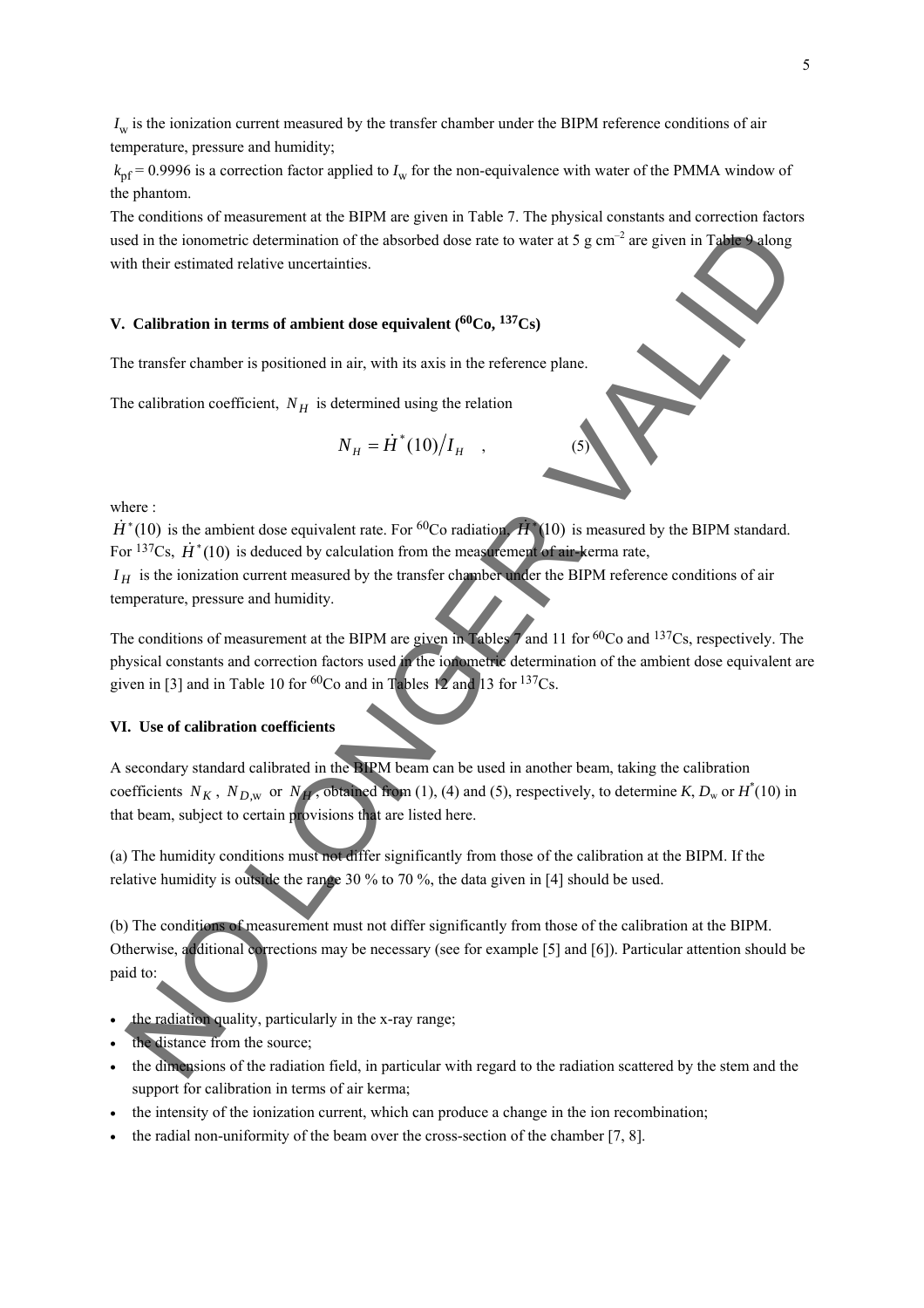$I_w$ is the ionization current measured by the transfer chamber under the BIPM reference conditions of air temperature, pressure and humidity;

$k_{pf} = 0.9996$ is a correction factor applied to $I_w$ for the non-equivalence with water of the PMMA window of the phantom.

The conditions of measurement at the BIPM are given in Table 7. The physical constants and correction factors used in the ionometric determination of the absorbed dose rate to water at 5 g cm$^{-2}$ are given in Table 9 along with their estimated relative uncertainties.

## V. Calibration in terms of ambient dose equivalent ($^{60}$Co, $^{137}$Cs)

The transfer chamber is positioned in air, with its axis in the reference plane.

The calibration coefficient, $N_H$ is determined using the relation

$$N_H = \dot{H}^*(10) / I_H \quad , \qquad (5)$$

where :

$\dot{H}^*(10)$ is the ambient dose equivalent rate. For $^{60}$Co radiation, $\dot{H}^*(10)$ is measured by the BIPM standard. For $^{137}$Cs, $\dot{H}^*(10)$ is deduced by calculation from the measurement of air-kerma rate,

$I_H$ is the ionization current measured by the transfer chamber under the BIPM reference conditions of air temperature, pressure and humidity.

The conditions of measurement at the BIPM are given in Tables 7 and 11 for $^{60}$Co and $^{137}$Cs, respectively. The physical constants and correction factors used in the ionometric determination of the ambient dose equivalent are given in [3] and in Table 10 for $^{60}$Co and in Tables 12 and 13 for $^{137}$Cs.

## VI. Use of calibration coefficients

A secondary standard calibrated in the BIPM beam can be used in another beam, taking the calibration coefficients $N_K$, $N_{D,w}$ or $N_H$, obtained from (1), (4) and (5), respectively, to determine $K$, $D_w$ or $H^*(10)$ in that beam, subject to certain provisions that are listed here.

(a) The humidity conditions must not differ significantly from those of the calibration at the BIPM. If the relative humidity is outside the range 30 % to 70 %, the data given in [4] should be used.

(b) The conditions of measurement must not differ significantly from those of the calibration at the BIPM. Otherwise, additional corrections may be necessary (see for example [5] and [6]). Particular attention should be paid to:

- the radiation quality, particularly in the x-ray range;
- the distance from the source;
- the dimensions of the radiation field, in particular with regard to the radiation scattered by the stem and the support for calibration in terms of air kerma;
- the intensity of the ionization current, which can produce a change in the ion recombination;
- the radial non-uniformity of the beam over the cross-section of the chamber [7, 8].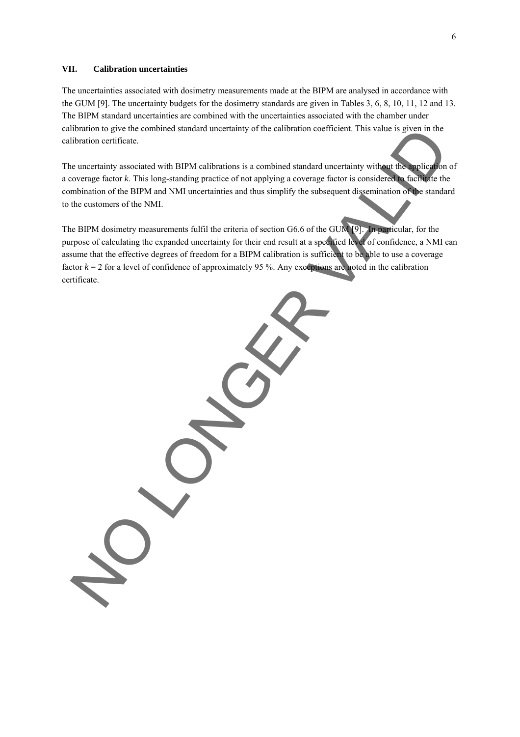## VII. Calibration uncertainties

The uncertainties associated with dosimetry measurements made at the BIPM are analysed in accordance with the GUM [9]. The uncertainty budgets for the dosimetry standards are given in Tables 3, 6, 8, 10, 11, 12 and 13. The BIPM standard uncertainties are combined with the uncertainties associated with the chamber under calibration to give the combined standard uncertainty of the calibration coefficient. This value is given in the calibration certificate.

The uncertainty associated with BIPM calibrations is a combined standard uncertainty without the application of a coverage factor *k*. This long-standing practice of not applying a coverage factor is considered to facilitate the combination of the BIPM and NMI uncertainties and thus simplify the subsequent dissemination of the standard to the customers of the NMI.

The BIPM dosimetry measurements fulfil the criteria of section G6.6 of the GUM [9]. In particular, for the purpose of calculating the expanded uncertainty for their end result at a specified level of confidence, a NMI can assume that the effective degrees of freedom for a BIPM calibration is sufficient to be able to use a coverage factor $k = 2$ for a level of confidence of approximately 95 %. Any exceptions are noted in the calibration certificate.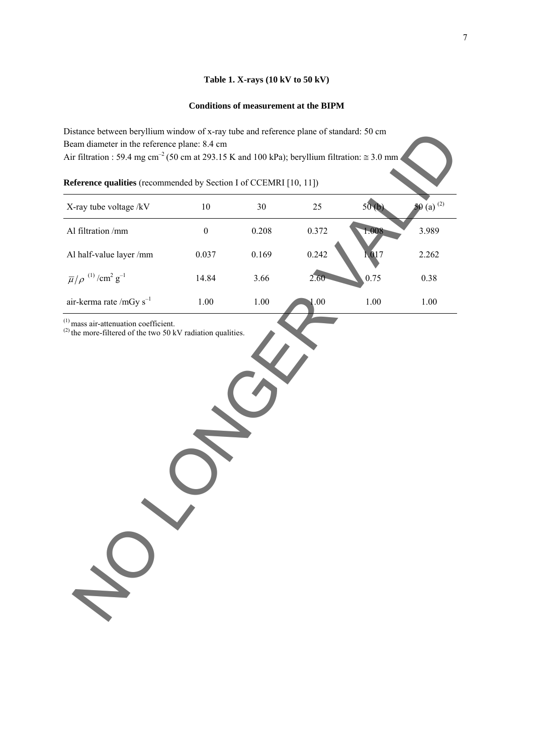### Table 1. X-rays (10 kV to 50 kV)

#### Conditions of measurement at the BIPM

Distance between beryllium window of x-ray tube and reference plane of standard: 50 cm
Beam diameter in the reference plane: 8.4 cm
Air filtration : 59.4 mg cm$^{-2}$ (50 cm at 293.15 K and 100 kPa); beryllium filtration: ≅ 3.0 mm

**Reference qualities** (recommended by Section I of CCEMRI [10, 11])

| X-ray tube voltage /kV | 10 | 30 | 25 | 50 (b) | 50 (a) [(2)] |
|---|---|---|---|---|---|
| Al filtration /mm | 0 | 0.208 | 0.372 | 1.008 | 3.989 |
| Al half-value layer /mm | 0.037 | 0.169 | 0.242 | 1.017 | 2.262 |
| $\overline{\mu}/\rho$ [(1)] /cm$^2$ g$^{-1}$ | 14.84 | 3.66 | 2.60 | 0.75 | 0.38 |
| air-kerma rate /mGy s$^{-1}$ | 1.00 | 1.00 | 1.00 | 1.00 | 1.00 |

[(1)] mass air-attenuation coefficient.
[(2)] the more-filtered of the two 50 kV radiation qualities.

NO LONGER VALID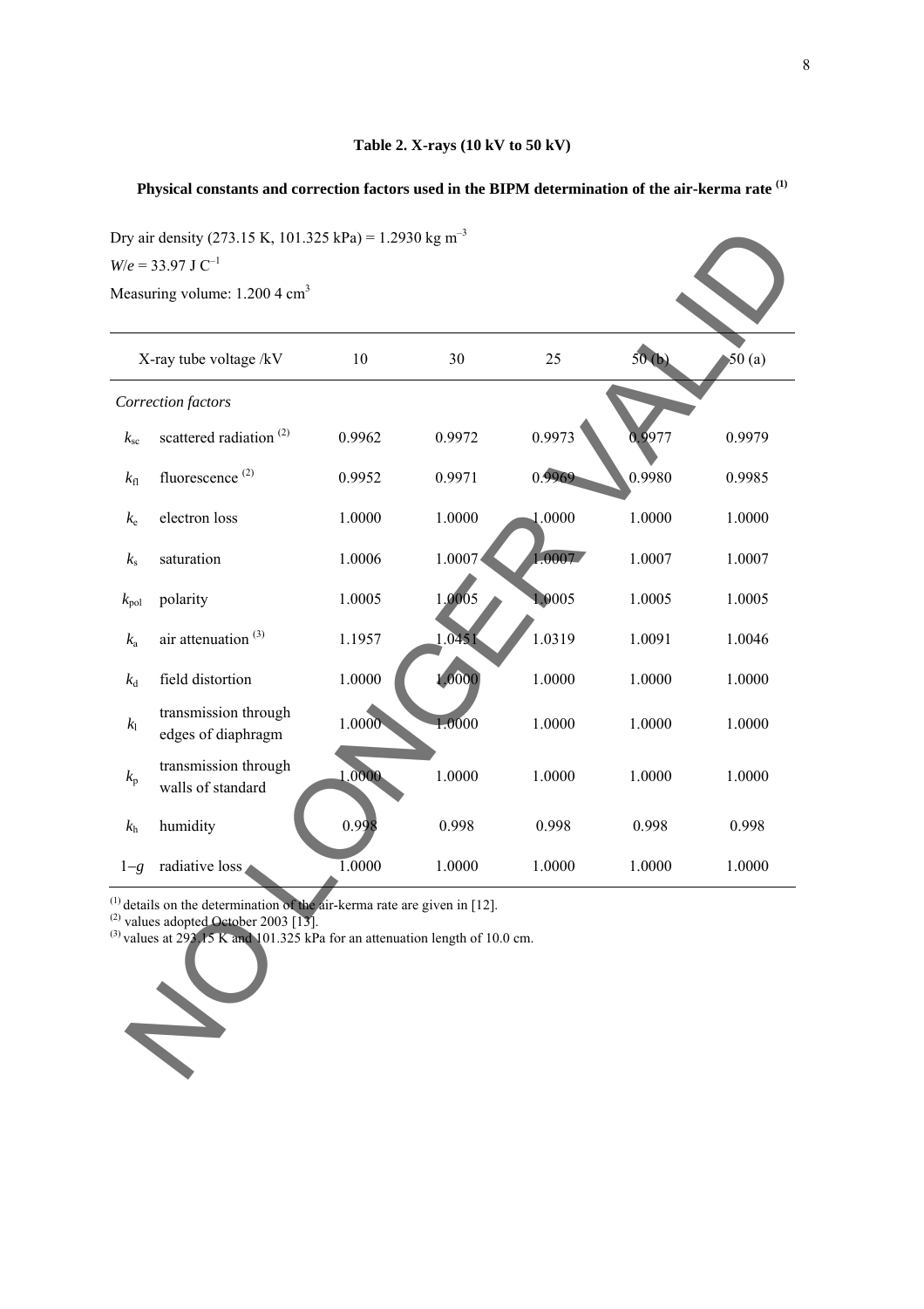**Table 2. X-rays (10 kV to 50 kV)**

**Physical constants and correction factors used in the BIPM determination of the air-kerma rate (1)**

Dry air density (273.15 K, 101.325 kPa) = 1.2930 kg m$^{-3}$

$W/e$ = 33.97 J C$^{-1}$

Measuring volume: 1.200 4 cm$^3$

| X-ray tube voltage /kV | | 10 | 30 | 25 | 50 (b) | 50 (a) |
|---|---|---|---|---|---|---|
| *Correction factors* | | | | | | |
| $k_{sc}$ | scattered radiation (2) | 0.9962 | 0.9972 | 0.9973 | 0.9977 | 0.9979 |
| $k_{fl}$ | fluorescence (2) | 0.9952 | 0.9971 | 0.9969 | 0.9980 | 0.9985 |
| $k_e$ | electron loss | 1.0000 | 1.0000 | 1.0000 | 1.0000 | 1.0000 |
| $k_s$ | saturation | 1.0006 | 1.0007 | 1.0007 | 1.0007 | 1.0007 |
| $k_{pol}$ | polarity | 1.0005 | 1.0005 | 1.0005 | 1.0005 | 1.0005 |
| $k_a$ | air attenuation (3) | 1.1957 | 1.0451 | 1.0319 | 1.0091 | 1.0046 |
| $k_d$ | field distortion | 1.0000 | 1.0000 | 1.0000 | 1.0000 | 1.0000 |
| $k_l$ | transmission through edges of diaphragm | 1.0000 | 1.0000 | 1.0000 | 1.0000 | 1.0000 |
| $k_p$ | transmission through walls of standard | 1.0000 | 1.0000 | 1.0000 | 1.0000 | 1.0000 |
| $k_h$ | humidity | 0.998 | 0.998 | 0.998 | 0.998 | 0.998 |
| $1-g$ | radiative loss | 1.0000 | 1.0000 | 1.0000 | 1.0000 | 1.0000 |

(1) details on the determination of the air-kerma rate are given in [12].
(2) values adopted October 2003 [13].
(3) values at 293.15 K and 101.325 kPa for an attenuation length of 10.0 cm.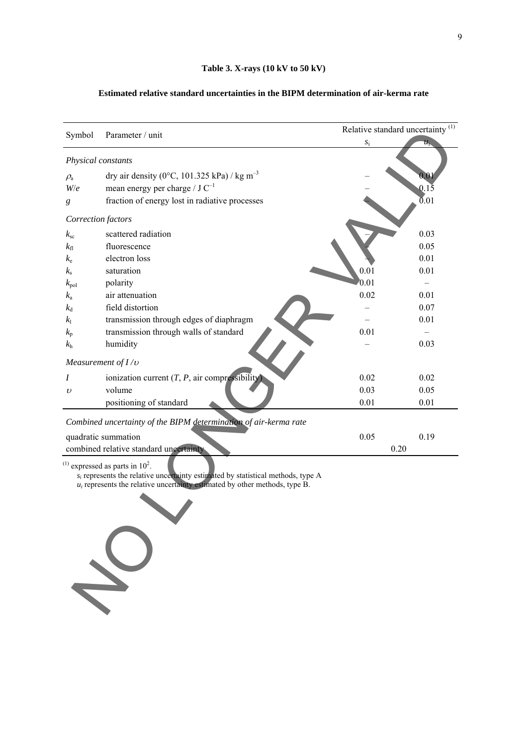**Table 3. X-rays (10 kV to 50 kV)**

**Estimated relative standard uncertainties in the BIPM determination of air-kerma rate**

| Symbol | Parameter / unit | Relative standard uncertainty [(1)] | |
|---|---|---|---|
| | | $s_i$ | $u_i$ |
| *Physical constants* | | | |
| $\rho_a$ | dry air density (0°C, 101.325 kPa) / kg m$^{-3}$ | – | 0.01 |
| $W/e$ | mean energy per charge / J C$^{-1}$ | – | 0.15 |
| $g$ | fraction of energy lost in radiative processes | – | 0.01 |
| *Correction factors* | | | |
| $k_{sc}$ | scattered radiation | – | 0.03 |
| $k_{fl}$ | fluorescence | – | 0.05 |
| $k_e$ | electron loss | – | 0.01 |
| $k_s$ | saturation | 0.01 | 0.01 |
| $k_{pol}$ | polarity | 0.01 | – |
| $k_a$ | air attenuation | 0.02 | 0.01 |
| $k_d$ | field distortion | – | 0.07 |
| $k_l$ | transmission through edges of diaphragm | – | 0.01 |
| $k_p$ | transmission through walls of standard | 0.01 | – |
| $k_h$ | humidity | – | 0.03 |
| *Measurement of $I/\upsilon$* | | | |
| $I$ | ionization current ($T$, $P$, air compressibility) | 0.02 | 0.02 |
| $\upsilon$ | volume | 0.03 | 0.05 |
| | positioning of standard | 0.01 | 0.01 |
| *Combined uncertainty of the BIPM determination of air-kerma rate* | | | |
| quadratic summation | | 0.05 | 0.19 |
| combined relative standard uncertainty | | 0.20 | |

[(1)] expressed as parts in $10^2$.

$s_i$ represents the relative uncertainty estimated by statistical methods, type A

$u_i$ represents the relative uncertainty estimated by other methods, type B.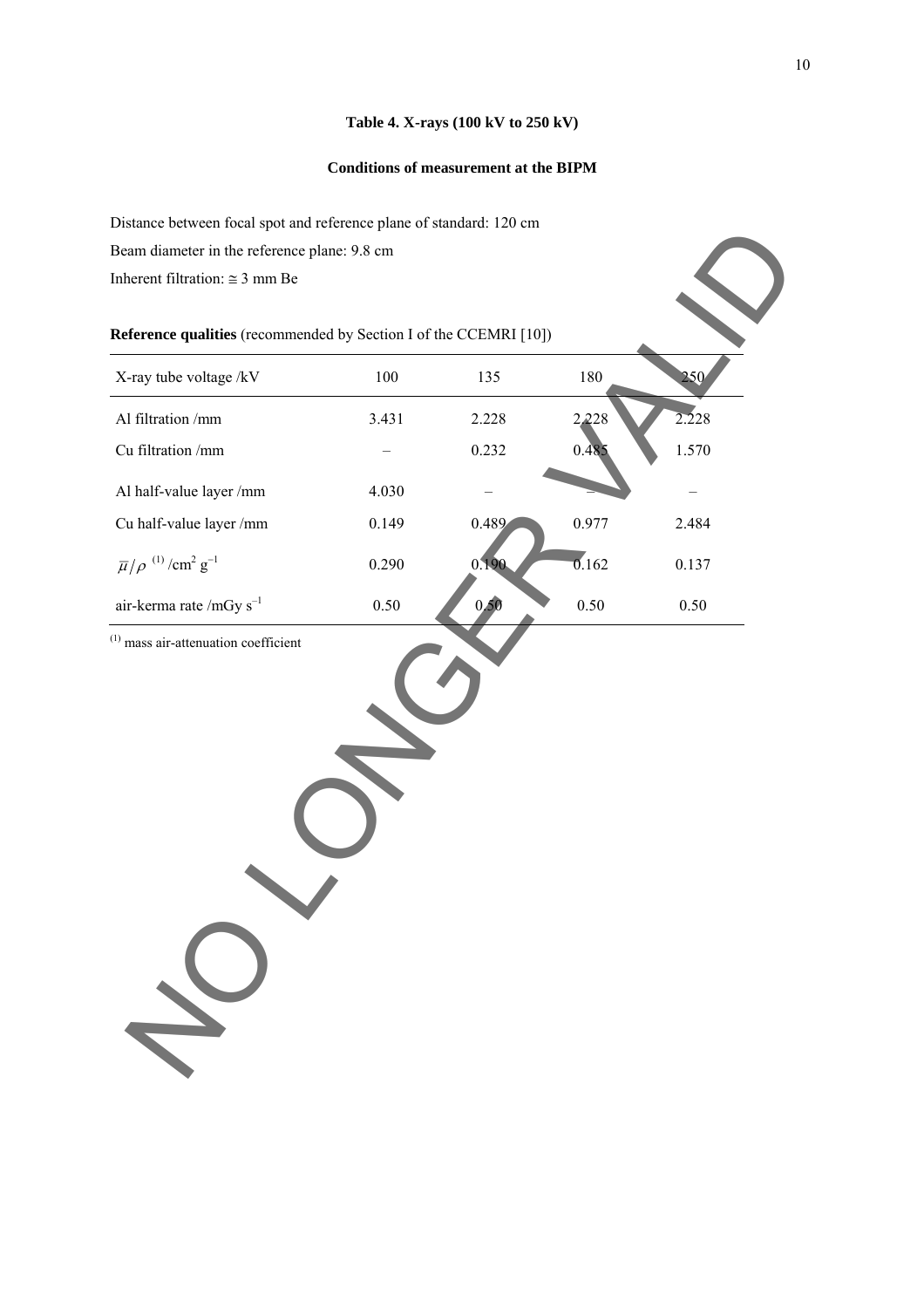**Table 4. X-rays (100 kV to 250 kV)**

**Conditions of measurement at the BIPM**

Distance between focal spot and reference plane of standard: 120 cm

Beam diameter in the reference plane: 9.8 cm

Inherent filtration: ≅ 3 mm Be

**Reference qualities** (recommended by Section I of the CCEMRI [10])

| X-ray tube voltage /kV | 100 | 135 | 180 | 250 |
|---|---|---|---|---|
| Al filtration /mm | 3.431 | 2.228 | 2.228 | 2.228 |
| Cu filtration /mm | – | 0.232 | 0.485 | 1.570 |
| Al half-value layer /mm | 4.030 | – | – | – |
| Cu half-value layer /mm | 0.149 | 0.489 | 0.977 | 2.484 |
| $\bar{\mu}/\rho$ [(1)] /cm$^2$ g$^{-1}$ | 0.290 | 0.190 | 0.162 | 0.137 |
| air-kerma rate /mGy s$^{-1}$ | 0.50 | 0.50 | 0.50 | 0.50 |

[(1)] mass air-attenuation coefficient

NO LONGER VALID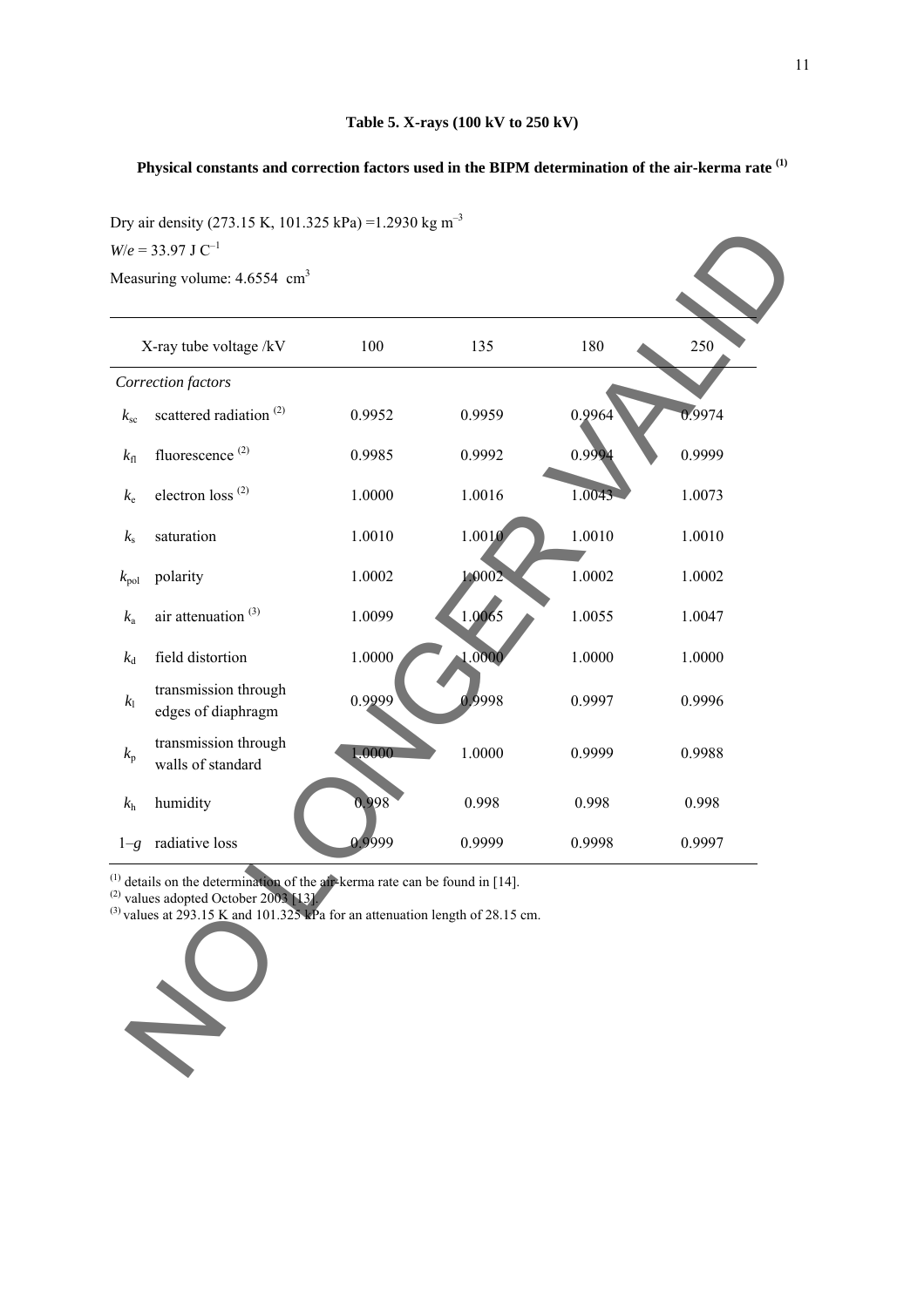**Table 5. X-rays (100 kV to 250 kV)**

**Physical constants and correction factors used in the BIPM determination of the air-kerma rate [(1)]**

Dry air density (273.15 K, 101.325 kPa) =1.2930 kg m$^{-3}$

$W/e$ = 33.97 J C$^{-1}$

Measuring volume: 4.6554 cm$^3$

| | X-ray tube voltage /kV | 100 | 135 | 180 | 250 |
|---|---|---|---|---|---|
| *Correction factors* | | | | | |
| $k_{sc}$ | scattered radiation [(2)] | 0.9952 | 0.9959 | 0.9964 | 0.9974 |
| $k_{fl}$ | fluorescence [(2)] | 0.9985 | 0.9992 | 0.9994 | 0.9999 |
| $k_e$ | electron loss [(2)] | 1.0000 | 1.0016 | 1.0043 | 1.0073 |
| $k_s$ | saturation | 1.0010 | 1.0010 | 1.0010 | 1.0010 |
| $k_{pol}$ | polarity | 1.0002 | 1.0002 | 1.0002 | 1.0002 |
| $k_a$ | air attenuation [(3)] | 1.0099 | 1.0065 | 1.0055 | 1.0047 |
| $k_d$ | field distortion | 1.0000 | 1.0000 | 1.0000 | 1.0000 |
| $k_l$ | transmission through edges of diaphragm | 0.9999 | 0.9998 | 0.9997 | 0.9996 |
| $k_p$ | transmission through walls of standard | 1.0000 | 1.0000 | 0.9999 | 0.9988 |
| $k_h$ | humidity | 0.998 | 0.998 | 0.998 | 0.998 |
| $1-g$ | radiative loss | 0.9999 | 0.9999 | 0.9998 | 0.9997 |

[(1)] details on the determination of the air-kerma rate can be found in [14].
[(2)] values adopted October 2003 [13].
[(3)] values at 293.15 K and 101.325 kPa for an attenuation length of 28.15 cm.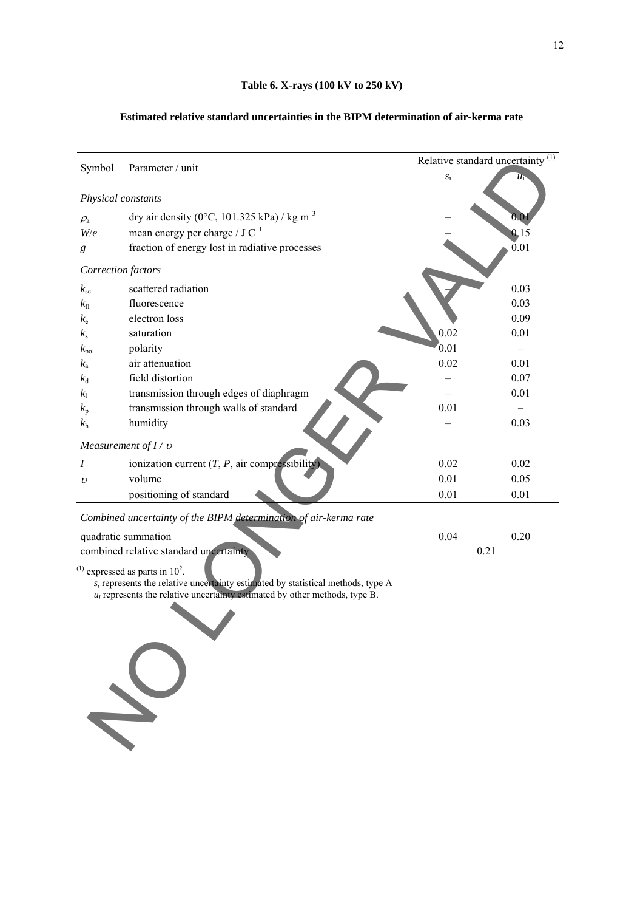**Table 6. X-rays (100 kV to 250 kV)**

**Estimated relative standard uncertainties in the BIPM determination of air-kerma rate**

| Symbol | Parameter / unit | Relative standard uncertainty [1] $s_i$ | $u_i$ |
|---|---|---|---|
| *Physical constants* | | | |
| $\rho_a$ | dry air density (0°C, 101.325 kPa) / kg m$^{-3}$ | – | 0.01 |
| $W/e$ | mean energy per charge / J C$^{-1}$ | – | 0.15 |
| $g$ | fraction of energy lost in radiative processes | – | 0.01 |
| *Correction factors* | | | |
| $k_{sc}$ | scattered radiation | – | 0.03 |
| $k_{fl}$ | fluorescence | – | 0.03 |
| $k_e$ | electron loss | – | 0.09 |
| $k_s$ | saturation | 0.02 | 0.01 |
| $k_{pol}$ | polarity | 0.01 | – |
| $k_a$ | air attenuation | 0.02 | 0.01 |
| $k_d$ | field distortion | – | 0.07 |
| $k_l$ | transmission through edges of diaphragm | – | 0.01 |
| $k_p$ | transmission through walls of standard | 0.01 | – |
| $k_h$ | humidity | – | 0.03 |
| *Measurement of $I$ / $\upsilon$* | | | |
| $I$ | ionization current ($T$, $P$, air compressibility) | 0.02 | 0.02 |
| $\upsilon$ | volume | 0.01 | 0.05 |
| | positioning of standard | 0.01 | 0.01 |
| *Combined uncertainty of the BIPM determination of air-kerma rate* | | | |
| quadratic summation | | 0.04 | 0.20 |
| combined relative standard uncertainty | | 0.21 | |

[1] expressed as parts in $10^2$.

$s_i$ represents the relative uncertainty estimated by statistical methods, type A

$u_i$ represents the relative uncertainty estimated by other methods, type B.

NO LONGER VALID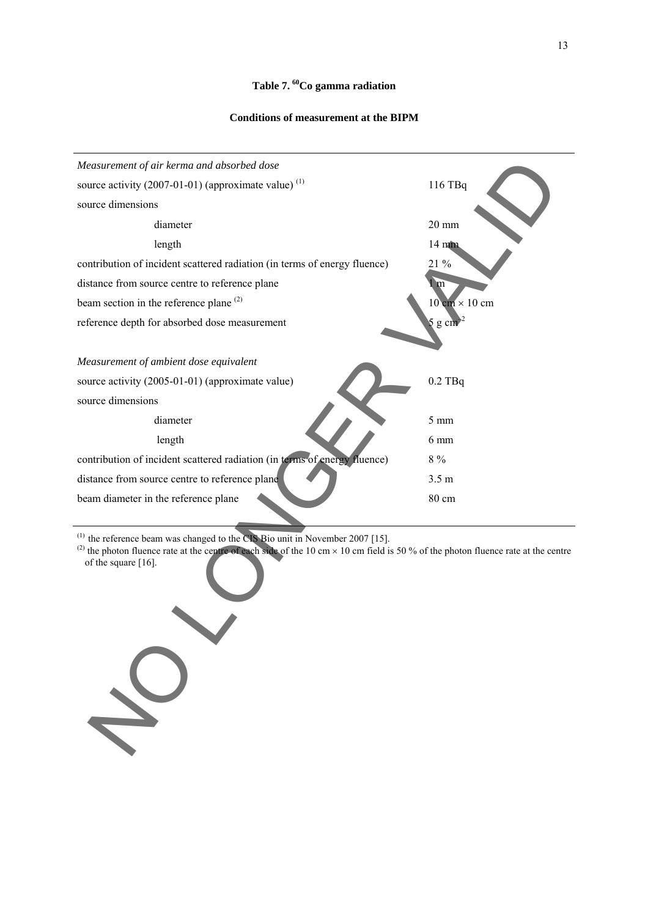### Table 7. $^{60}$Co gamma radiation

**Conditions of measurement at the BIPM**

| | |
|---|---|
| *Measurement of air kerma and absorbed dose* | |
| source activity (2007-01-01) (approximate value) [(1)] | 116 TBq |
| source dimensions | |
| diameter | 20 mm |
| length | 14 mm |
| contribution of incident scattered radiation (in terms of energy fluence) | 21 % |
| distance from source centre to reference plane | 1 m |
| beam section in the reference plane [(2)] | 10 cm × 10 cm |
| reference depth for absorbed dose measurement | 5 g cm$^{-2}$ |
| | |
| *Measurement of ambient dose equivalent* | |
| source activity (2005-01-01) (approximate value) | 0.2 TBq |
| source dimensions | |
| diameter | 5 mm |
| length | 6 mm |
| contribution of incident scattered radiation (in terms of energy fluence) | 8 % |
| distance from source centre to reference plane | 3.5 m |
| beam diameter in the reference plane | 80 cm |

[(1)] the reference beam was changed to the CIS Bio unit in November 2007 [15].
[(2)] the photon fluence rate at the centre of each side of the 10 cm × 10 cm field is 50 % of the photon fluence rate at the centre of the square [16].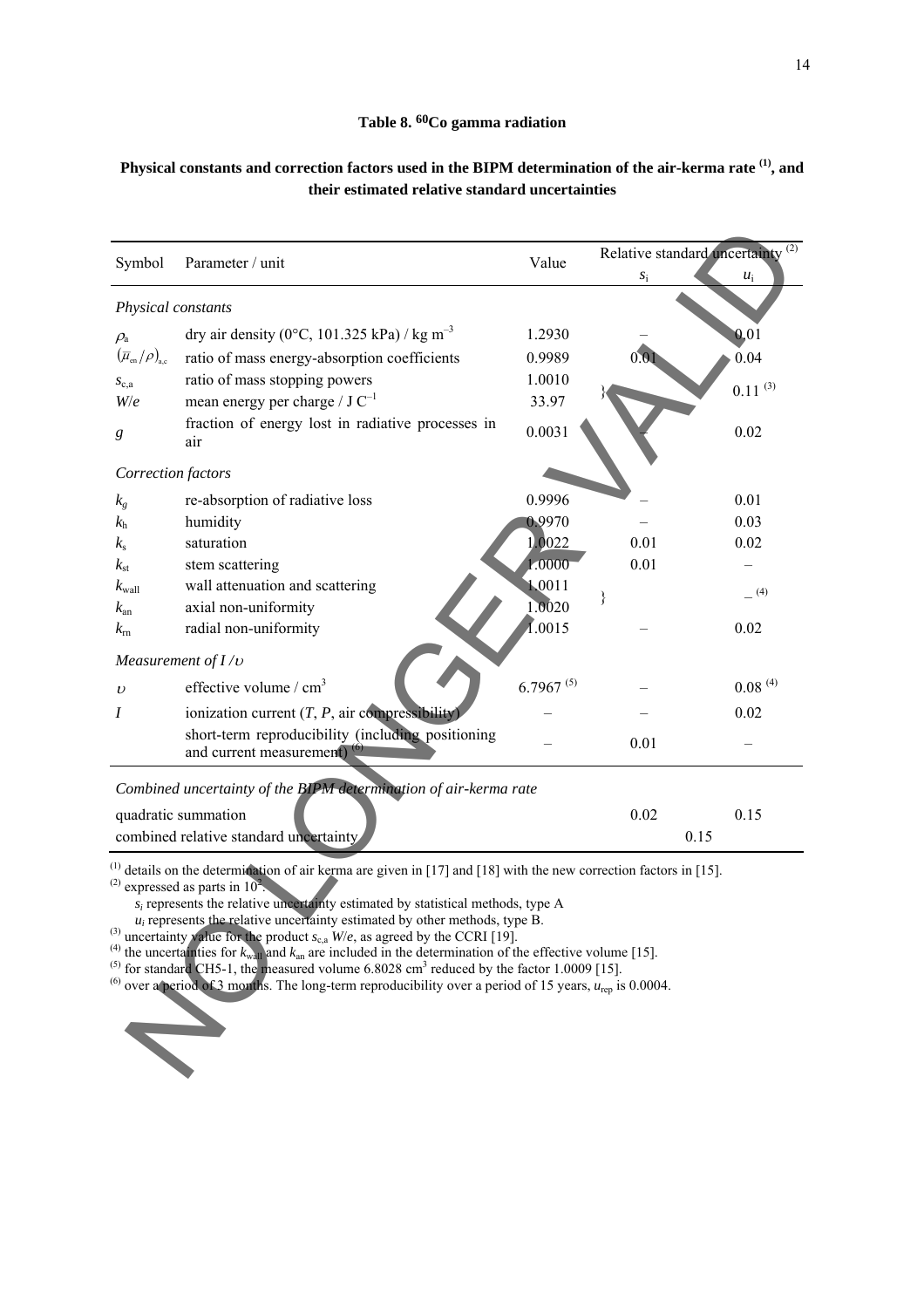**Table 8. $^{60}$Co gamma radiation**

**Physical constants and correction factors used in the BIPM determination of the air-kerma rate [(1)], and their estimated relative standard uncertainties**

| Symbol | Parameter / unit | Value | Relative standard uncertainty [(2)] | |
|---|---|---|---|---|
| | | | $s_i$ | $u_i$ |
| *Physical constants* | | | | |
| $\rho_a$ | dry air density (0°C, 101.325 kPa) / kg m$^{-3}$ | 1.2930 | – | 0.01 |
| $(\bar{\mu}_{en}/\rho)_{a,c}$ | ratio of mass energy-absorption coefficients | 0.9989 | 0.01 | 0.04 |
| $s_{c,a}$ | ratio of mass stopping powers | 1.0010 | } – | 0.11 [(3)] |
| $W/e$ | mean energy per charge / J C$^{-1}$ | 33.97 | | |
| $g$ | fraction of energy lost in radiative processes in air | 0.0031 | – | 0.02 |
| *Correction factors* | | | | |
| $k_g$ | re-absorption of radiative loss | 0.9996 | – | 0.01 |
| $k_h$ | humidity | 0.9970 | – | 0.03 |
| $k_s$ | saturation | 1.0022 | 0.01 | 0.02 |
| $k_{st}$ | stem scattering | 1.0000 | 0.01 | – |
| $k_{wall}$ | wall attenuation and scattering | 1.0011 | } | – [(4)] |
| $k_{an}$ | axial non-uniformity | 1.0020 | | |
| $k_{rn}$ | radial non-uniformity | 1.0015 | – | 0.02 |
| *Measurement of $I/\upsilon$* | | | | |
| $\upsilon$ | effective volume / cm$^3$ | 6.7967 [(5)] | – | 0.08 [(4)] |
| $I$ | ionization current ($T$, $P$, air compressibility) | – | – | 0.02 |
| | short-term reproducibility (including positioning and current measurement) [(6)] | – | 0.01 | – |
| *Combined uncertainty of the BIPM determination of air-kerma rate* | | | | |
| quadratic summation | | | 0.02 | 0.15 |
| combined relative standard uncertainty | | | 0.15 | |

[(1)] details on the determination of air kerma are given in [17] and [18] with the new correction factors in [15].
[(2)] expressed as parts in $10^2$.
$s_i$ represents the relative uncertainty estimated by statistical methods, type A
$u_i$ represents the relative uncertainty estimated by other methods, type B.
[(3)] uncertainty value for the product $s_{c,a}$ $W/e$, as agreed by the CCRI [19].
[(4)] the uncertainties for $k_{wall}$ and $k_{an}$ are included in the determination of the effective volume [15].
[(5)] for standard CH5-1, the measured volume 6.8028 cm$^3$ reduced by the factor 1.0009 [15].
[(6)] over a period of 3 months. The long-term reproducibility over a period of 15 years, $u_{rep}$ is 0.0004.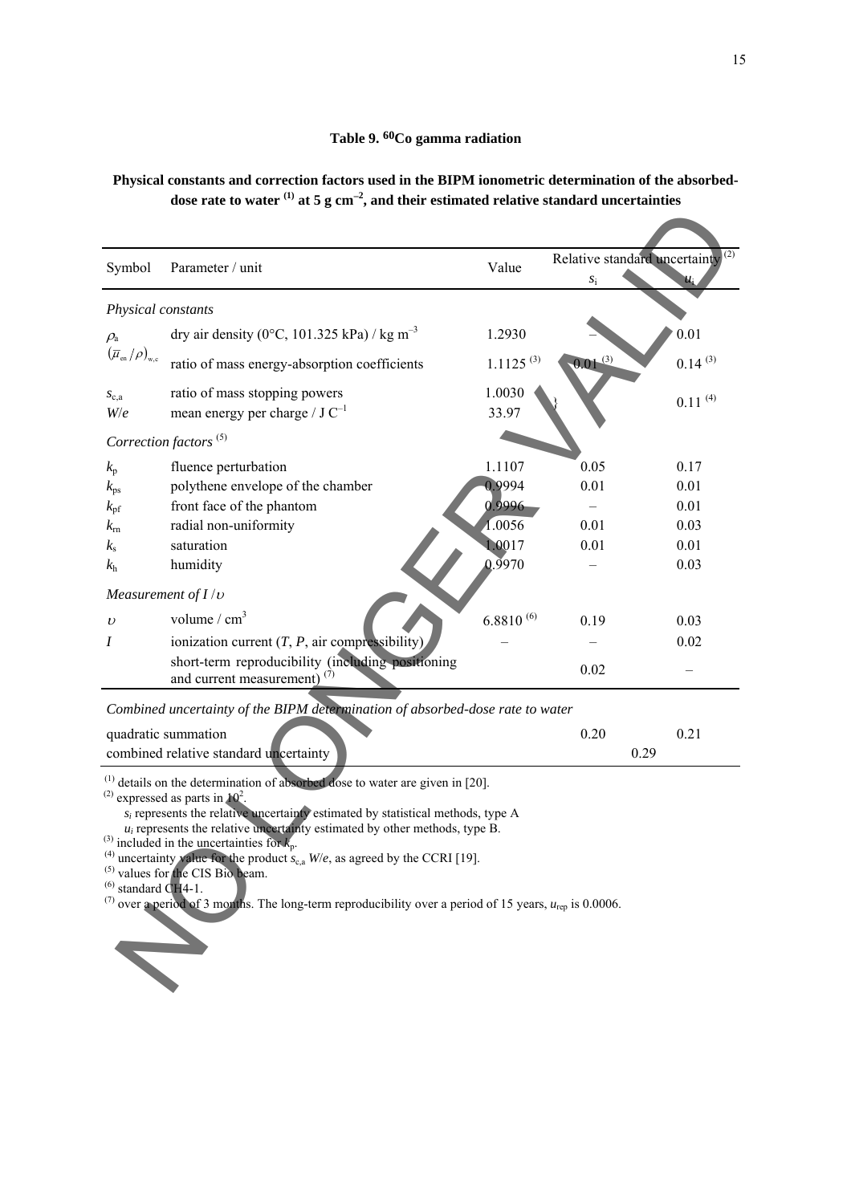**Table 9. $^{60}$Co gamma radiation**

**Physical constants and correction factors used in the BIPM ionometric determination of the absorbed-dose rate to water [(1)] at 5 g cm$^{-2}$, and their estimated relative standard uncertainties**

| Symbol | Parameter / unit | Value | Relative standard uncertainty [(2)] $s_i$ | $u_i$ |
|---|---|---|---|---|
| *Physical constants* | | | | |
| $\rho_a$ | dry air density (0°C, 101.325 kPa) / kg m$^{-3}$ | 1.2930 | – | 0.01 |
| $(\bar{\mu}_{en}/\rho)_{w,c}$ | ratio of mass energy-absorption coefficients | 1.1125 [(3)] | 0.01 [(3)] | 0.14 [(3)] |
| $s_{c,a}$ | ratio of mass stopping powers | 1.0030 | } | 0.11 [(4)] |
| $W/e$ | mean energy per charge / J C$^{-1}$ | 33.97 | | |
| *Correction factors* [(5)] | | | | |
| $k_p$ | fluence perturbation | 1.1107 | 0.05 | 0.17 |
| $k_{ps}$ | polythene envelope of the chamber | 0.9994 | 0.01 | 0.01 |
| $k_{pf}$ | front face of the phantom | 0.9996 | – | 0.01 |
| $k_{rn}$ | radial non-uniformity | 1.0056 | 0.01 | 0.03 |
| $k_s$ | saturation | 1.0017 | 0.01 | 0.01 |
| $k_h$ | humidity | 0.9970 | – | 0.03 |
| *Measurement of $I/\upsilon$* | | | | |
| $\upsilon$ | volume / cm$^3$ | 6.8810 [(6)] | 0.19 | 0.03 |
| $I$ | ionization current ($T$, $P$, air compressibility) | – | – | 0.02 |
| | short-term reproducibility (including positioning and current measurement) [(7)] | | 0.02 | – |
| *Combined uncertainty of the BIPM determination of absorbed-dose rate to water* | | | | |
| quadratic summation | | | 0.20 | 0.21 |
| combined relative standard uncertainty | | | 0.29 | |

[(1)] details on the determination of absorbed dose to water are given in [20].
[(2)] expressed as parts in $10^2$.
$s_i$ represents the relative uncertainty estimated by statistical methods, type A
$u_i$ represents the relative uncertainty estimated by other methods, type B.
[(3)] included in the uncertainties for $k_p$.
[(4)] uncertainty value for the product $s_{c,a}$ $W/e$, as agreed by the CCRI [19].
[(5)] values for the CIS Bio beam.
[(6)] standard CH4-1.
[(7)] over a period of 3 months. The long-term reproducibility over a period of 15 years, $u_{rep}$ is 0.0006.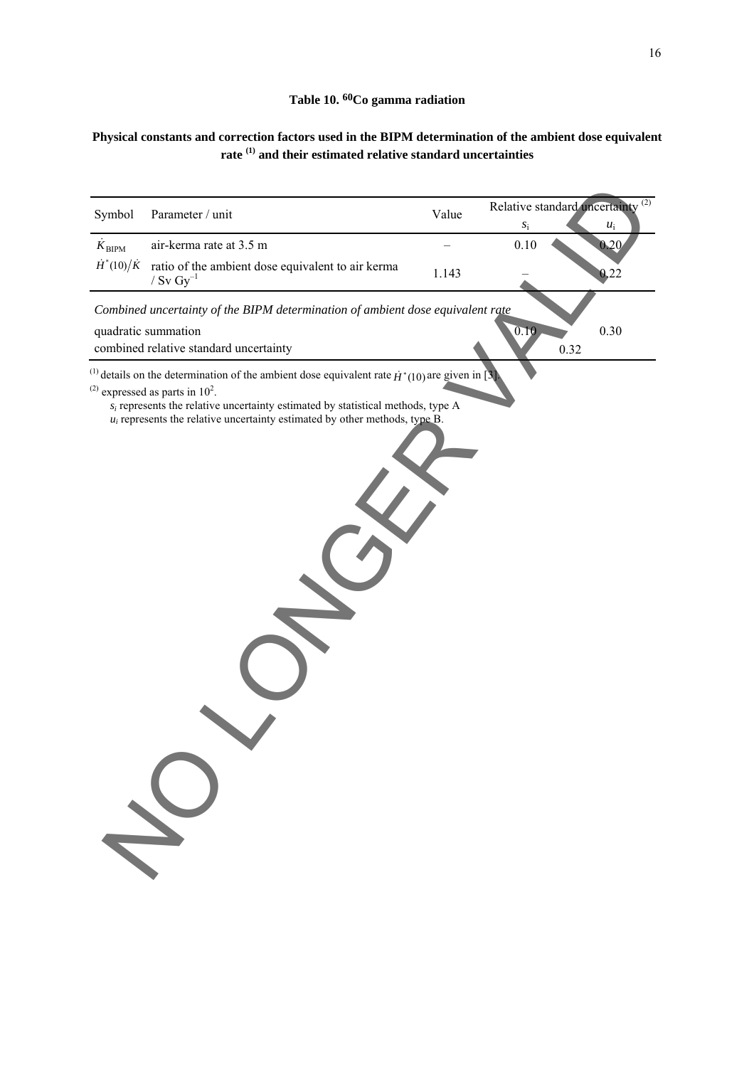**Table 10. $^{60}$Co gamma radiation**

**Physical constants and correction factors used in the BIPM determination of the ambient dose equivalent rate [(1)] and their estimated relative standard uncertainties**

| Symbol | Parameter / unit | Value | Relative standard uncertainty [(2)] | |
|---|---|---|---|---|
| | | | $s_i$ | $u_i$ |
| $\dot{K}_{BIPM}$ | air-kerma rate at 3.5 m | – | 0.10 | 0.20 |
| $\dot{H}^*(10)/\dot{K}$ | ratio of the ambient dose equivalent to air kerma / Sv Gy$^{-1}$ | 1.143 | – | 0.22 |
| *Combined uncertainty of the BIPM determination of ambient dose equivalent rate* | | | | |
| quadratic summation | | | 0.10 | 0.30 |
| combined relative standard uncertainty | | | 0.32 | |

[(1)] details on the determination of the ambient dose equivalent rate $\dot{H}^*(10)$ are given in [3].

[(2)] expressed as parts in $10^2$.

$s_i$ represents the relative uncertainty estimated by statistical methods, type A

$u_i$ represents the relative uncertainty estimated by other methods, type B.

NO LONGER VALID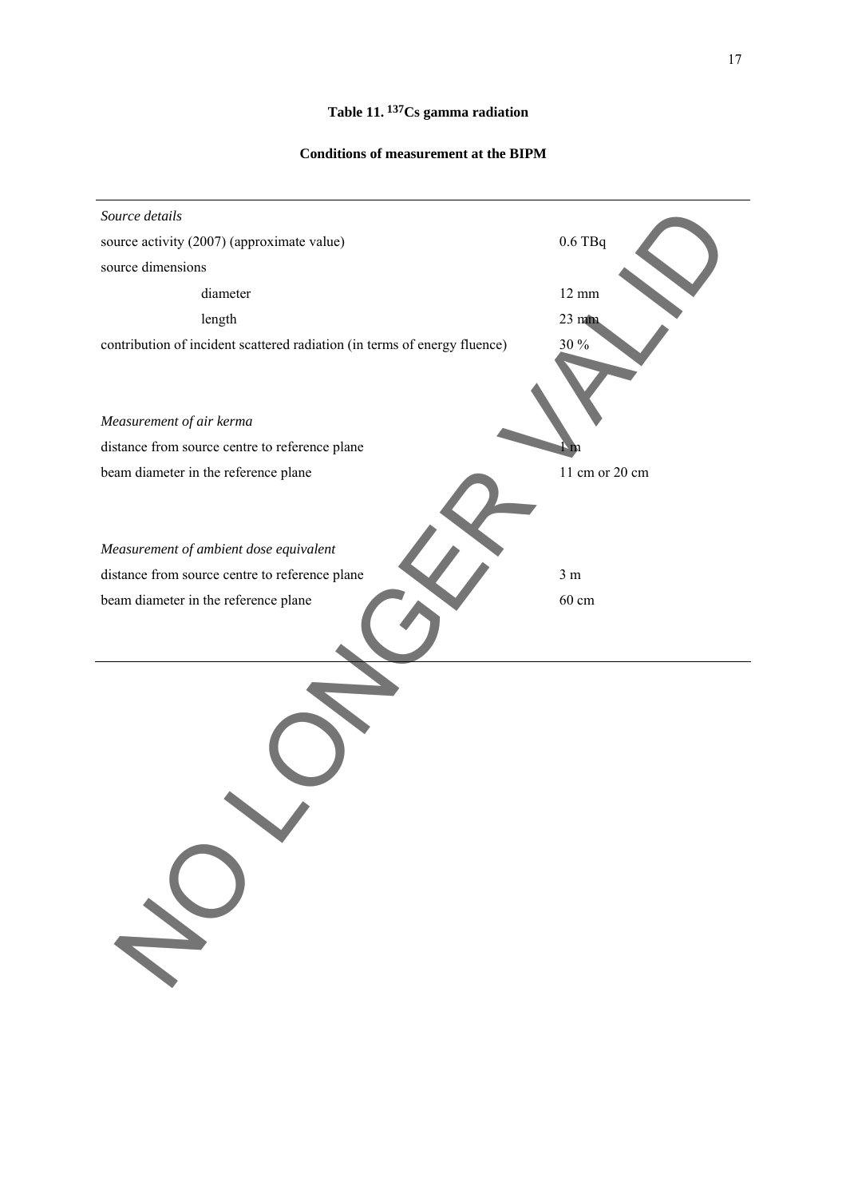# Table 11. $^{137}$Cs gamma radiation

## Conditions of measurement at the BIPM

| | |
|---|---|
| *Source details* | |
| source activity (2007) (approximate value) | 0.6 TBq |
| source dimensions | |
| diameter | 12 mm |
| length | 23 mm |
| contribution of incident scattered radiation (in terms of energy fluence) | 30 % |
| | |
| *Measurement of air kerma* | |
| distance from source centre to reference plane | 1 m |
| beam diameter in the reference plane | 11 cm or 20 cm |
| | |
| *Measurement of ambient dose equivalent* | |
| distance from source centre to reference plane | 3 m |
| beam diameter in the reference plane | 60 cm |

NO LONGER VALID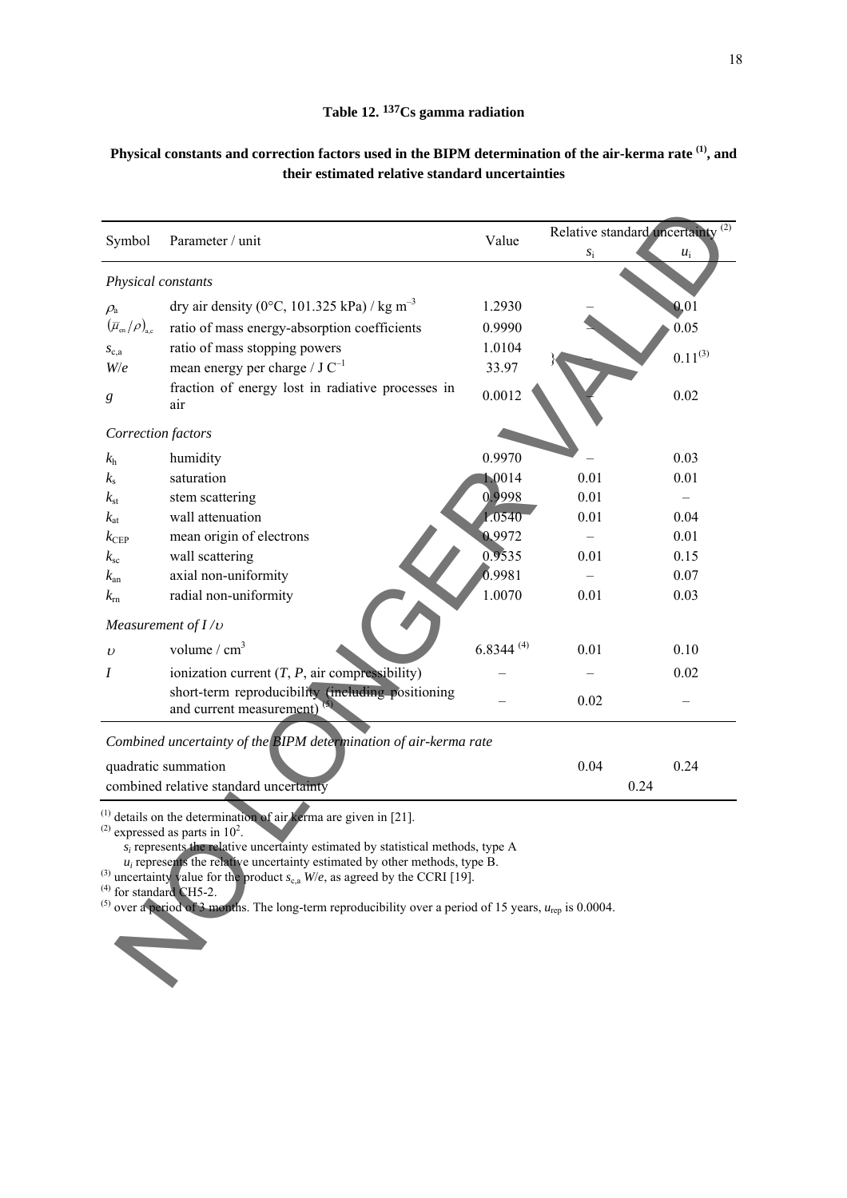**Table 12. [137]Cs gamma radiation**

**Physical constants and correction factors used in the BIPM determination of the air-kerma rate [(1)], and their estimated relative standard uncertainties**

| Symbol | Parameter / unit | Value | Relative standard uncertainty [(2)] | |
|---|---|---|---|---|
| | | | $s_i$ | $u_i$ |
| *Physical constants* | | | | |
| $\rho_a$ | dry air density (0°C, 101.325 kPa) / kg m$^{-3}$ | 1.2930 | – | 0.01 |
| $(\bar{\mu}_{en}/\rho)_{a,c}$ | ratio of mass energy-absorption coefficients | 0.9990 | – | 0.05 |
| $s_{c,a}$ | ratio of mass stopping powers | 1.0104 | } – | 0.11[(3)] |
| $W/e$ | mean energy per charge / J C$^{-1}$ | 33.97 | | |
| $g$ | fraction of energy lost in radiative processes in air | 0.0012 | – | 0.02 |
| *Correction factors* | | | | |
| $k_h$ | humidity | 0.9970 | – | 0.03 |
| $k_s$ | saturation | 1.0014 | 0.01 | 0.01 |
| $k_{st}$ | stem scattering | 0.9998 | 0.01 | – |
| $k_{at}$ | wall attenuation | 1.0540 | 0.01 | 0.04 |
| $k_{CEP}$ | mean origin of electrons | 0.9972 | – | 0.01 |
| $k_{sc}$ | wall scattering | 0.9535 | 0.01 | 0.15 |
| $k_{an}$ | axial non-uniformity | 0.9981 | – | 0.07 |
| $k_{rn}$ | radial non-uniformity | 1.0070 | 0.01 | 0.03 |
| *Measurement of $I/\upsilon$* | | | | |
| $\upsilon$ | volume / cm$^3$ | 6.8344 [(4)] | 0.01 | 0.10 |
| $I$ | ionization current ($T$, $P$, air compressibility) | – | – | 0.02 |
| | short-term reproducibility (including positioning and current measurement) [(5)] | – | 0.02 | – |
| *Combined uncertainty of the BIPM determination of air-kerma rate* | | | | |
| quadratic summation | | | 0.04 | 0.24 |
| combined relative standard uncertainty | | | 0.24 | |

[(1)] details on the determination of air kerma are given in [21].
[(2)] expressed as parts in $10^2$.
$s_i$ represents the relative uncertainty estimated by statistical methods, type A
$u_i$ represents the relative uncertainty estimated by other methods, type B.
[(3)] uncertainty value for the product $s_{c,a}$ $W/e$, as agreed by the CCRI [19].
[(4)] for standard CH5-2.
[(5)] over a period of 3 months. The long-term reproducibility over a period of 15 years, $u_{rep}$ is 0.0004.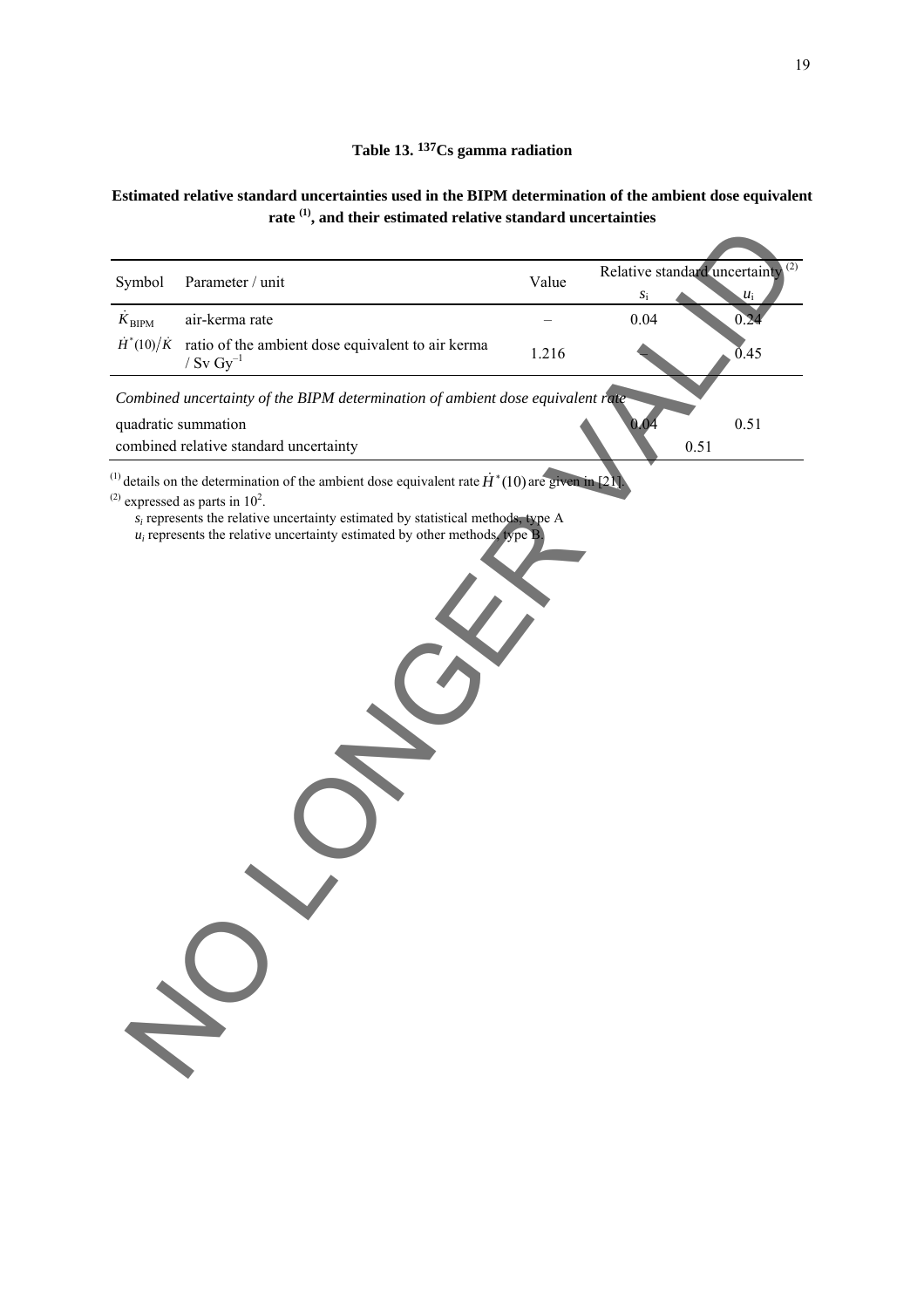**Table 13. [137]Cs gamma radiation**

**Estimated relative standard uncertainties used in the BIPM determination of the ambient dose equivalent rate [(1)], and their estimated relative standard uncertainties**

| Symbol | Parameter / unit | Value | Relative standard uncertainty [(2)] | |
|---|---|---|---|---|
| | | | $s_i$ | $u_i$ |
| $\dot{K}_{BIPM}$ | air-kerma rate | – | 0.04 | 0.24 |
| $\dot{H}^*(10)/\dot{K}$ | ratio of the ambient dose equivalent to air kerma / Sv Gy$^{-1}$ | 1.216 | – | 0.45 |
| *Combined uncertainty of the BIPM determination of ambient dose equivalent rate* | | | | |
| quadratic summation | | | 0.04 | 0.51 |
| combined relative standard uncertainty | | | 0.51 | |

[(1)] details on the determination of the ambient dose equivalent rate $\dot{H}^*(10)$ are given in [21].

[(2)] expressed as parts in $10^2$.

$s_i$ represents the relative uncertainty estimated by statistical methods, type A

$u_i$ represents the relative uncertainty estimated by other methods, type B.

NO LONGER VALID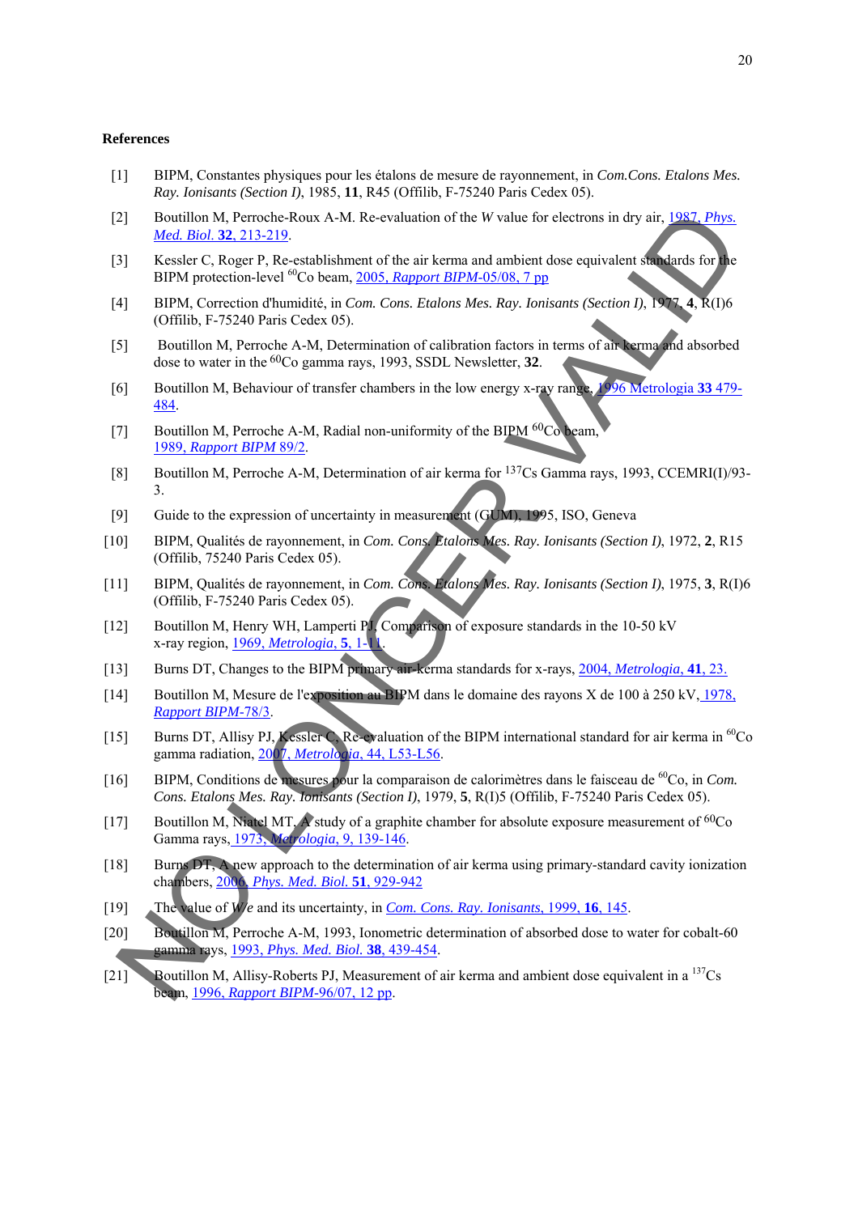**References**

[1] BIPM, Constantes physiques pour les étalons de mesure de rayonnement, in *Com.Cons. Etalons Mes. Ray. Ionisants (Section I)*, 1985, **11**, R45 (Offilib, F-75240 Paris Cedex 05).

[2] Boutillon M, Perroche-Roux A-M. Re-evaluation of the *W* value for electrons in dry air, 1987, *Phys. Med. Biol.* **32**, 213-219.

[3] Kessler C, Roger P, Re-establishment of the air kerma and ambient dose equivalent standards for the BIPM protection-level $^{60}$Co beam, 2005, *Rapport BIPM*-05/08, 7 pp

[4] BIPM, Correction d'humidité, in *Com. Cons. Etalons Mes. Ray. Ionisants (Section I)*, 1977, **4**, R(I)6 (Offilib, F-75240 Paris Cedex 05).

[5] Boutillon M, Perroche A-M, Determination of calibration factors in terms of air kerma and absorbed dose to water in the $^{60}$Co gamma rays, 1993, SSDL Newsletter, **32**.

[6] Boutillon M, Behaviour of transfer chambers in the low energy x-ray range, 1996 Metrologia **33** 479-484.

[7] Boutillon M, Perroche A-M, Radial non-uniformity of the BIPM $^{60}$Co beam, 1989, *Rapport BIPM* 89/2.

[8] Boutillon M, Perroche A-M, Determination of air kerma for $^{137}$Cs Gamma rays, 1993, CCEMRI(I)/93-3.

[9] Guide to the expression of uncertainty in measurement (GUM), 1995, ISO, Geneva

[10] BIPM, Qualités de rayonnement, in *Com. Cons. Etalons Mes. Ray. Ionisants (Section I)*, 1972, **2**, R15 (Offilib, 75240 Paris Cedex 05).

[11] BIPM, Qualités de rayonnement, in *Com. Cons. Etalons Mes. Ray. Ionisants (Section I)*, 1975, **3**, R(I)6 (Offilib, F-75240 Paris Cedex 05).

[12] Boutillon M, Henry WH, Lamperti PJ, Comparison of exposure standards in the 10-50 kV x-ray region, 1969, *Metrologia*, **5**, 1-11.

[13] Burns DT, Changes to the BIPM primary air-kerma standards for x-rays, 2004, *Metrologia*, **41**, 23.

[14] Boutillon M, Mesure de l'exposition au BIPM dans le domaine des rayons X de 100 à 250 kV, 1978, *Rapport BIPM*-78/3.

[15] Burns DT, Allisy PJ, Kessler C, Re-evaluation of the BIPM international standard for air kerma in $^{60}$Co gamma radiation, 2007, *Metrologia*, 44, L53-L56.

[16] BIPM, Conditions de mesures pour la comparaison de calorimètres dans le faisceau de $^{60}$Co, in *Com. Cons. Etalons Mes. Ray. Ionisants (Section I)*, 1979, **5**, R(I)5 (Offilib, F-75240 Paris Cedex 05).

[17] Boutillon M, Niatel MT, A study of a graphite chamber for absolute exposure measurement of $^{60}$Co Gamma rays, 1973, *Metrologia*, 9, 139-146.

[18] Burns DT, A new approach to the determination of air kerma using primary-standard cavity ionization chambers, 2006, *Phys. Med. Biol.* **51**, 929-942

[19] The value of *W*/*e* and its uncertainty, in *Com. Cons. Ray. Ionisants*, 1999, **16**, 145.

[20] Boutillon M, Perroche A-M, 1993, Ionometric determination of absorbed dose to water for cobalt-60 gamma rays, 1993, *Phys. Med. Biol.* **38**, 439-454.

[21] Boutillon M, Allisy-Roberts PJ, Measurement of air kerma and ambient dose equivalent in a $^{137}$Cs beam, 1996, *Rapport BIPM*-96/07, 12 pp.